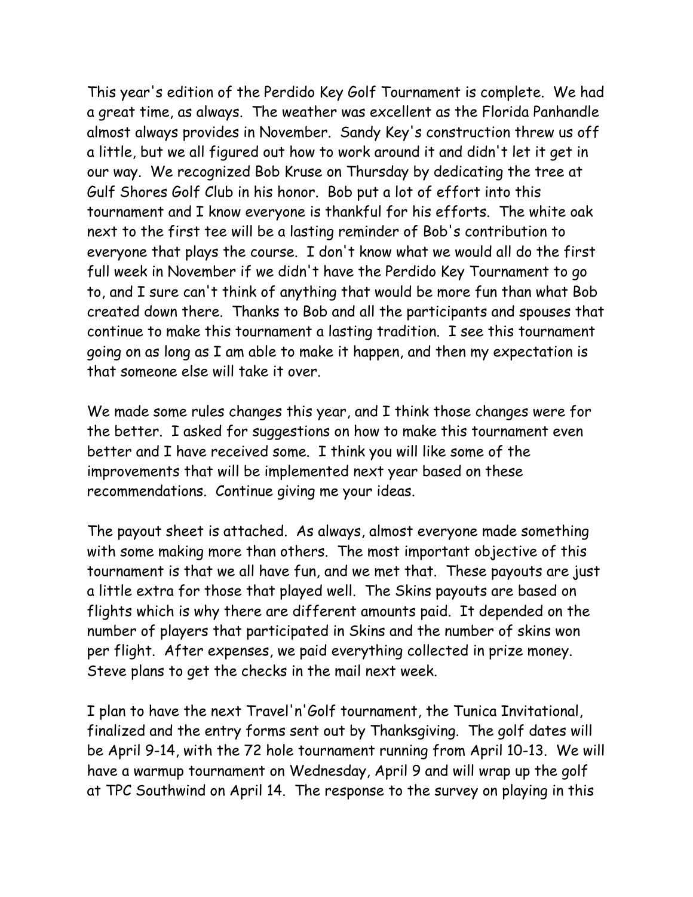This year's edition of the Perdido Key Golf Tournament is complete. We had a great time, as always. The weather was excellent as the Florida Panhandle almost always provides in November. Sandy Key's construction threw us off a little, but we all figured out how to work around it and didn't let it get in our way. We recognized Bob Kruse on Thursday by dedicating the tree at Gulf Shores Golf Club in his honor. Bob put a lot of effort into this tournament and I know everyone is thankful for his efforts. The white oak next to the first tee will be a lasting reminder of Bob's contribution to everyone that plays the course. I don't know what we would all do the first full week in November if we didn't have the Perdido Key Tournament to go to, and I sure can't think of anything that would be more fun than what Bob created down there. Thanks to Bob and all the participants and spouses that continue to make this tournament a lasting tradition. I see this tournament going on as long as I am able to make it happen, and then my expectation is that someone else will take it over.

We made some rules changes this year, and I think those changes were for the better. I asked for suggestions on how to make this tournament even better and I have received some. I think you will like some of the improvements that will be implemented next year based on these recommendations. Continue giving me your ideas.

The payout sheet is attached. As always, almost everyone made something with some making more than others. The most important objective of this tournament is that we all have fun, and we met that. These payouts are just a little extra for those that played well. The Skins payouts are based on flights which is why there are different amounts paid. It depended on the number of players that participated in Skins and the number of skins won per flight. After expenses, we paid everything collected in prize money. Steve plans to get the checks in the mail next week.

I plan to have the next Travel'n'Golf tournament, the Tunica Invitational, finalized and the entry forms sent out by Thanksgiving. The golf dates will be April 9-14, with the 72 hole tournament running from April 10-13. We will have a warmup tournament on Wednesday, April 9 and will wrap up the golf at TPC Southwind on April 14. The response to the survey on playing in this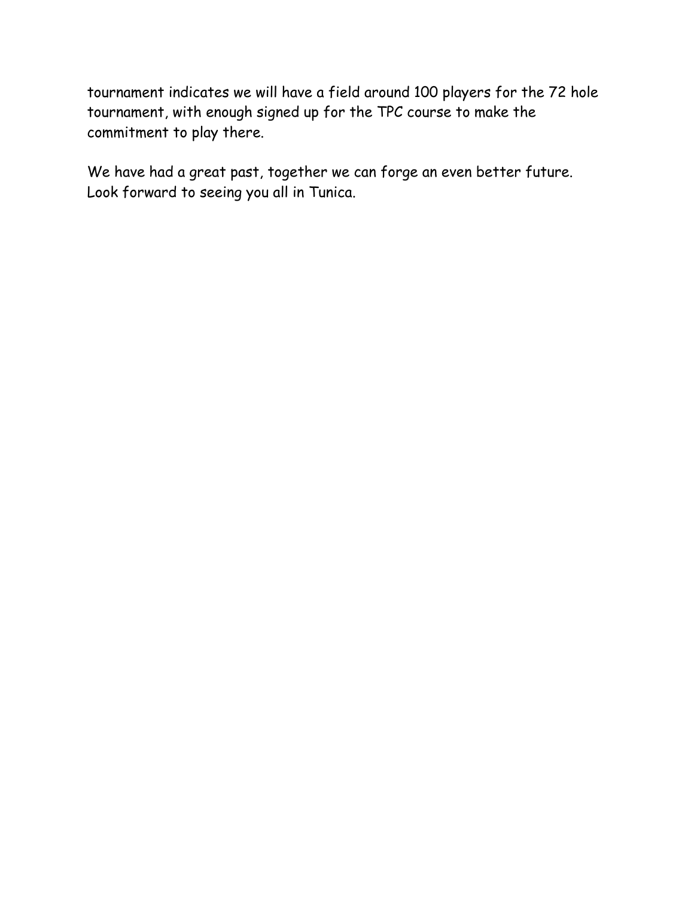tournament indicates we will have a field around 100 players for the 72 hole tournament, with enough signed up for the TPC course to make the commitment to play there.

We have had a great past, together we can forge an even better future. Look forward to seeing you all in Tunica.